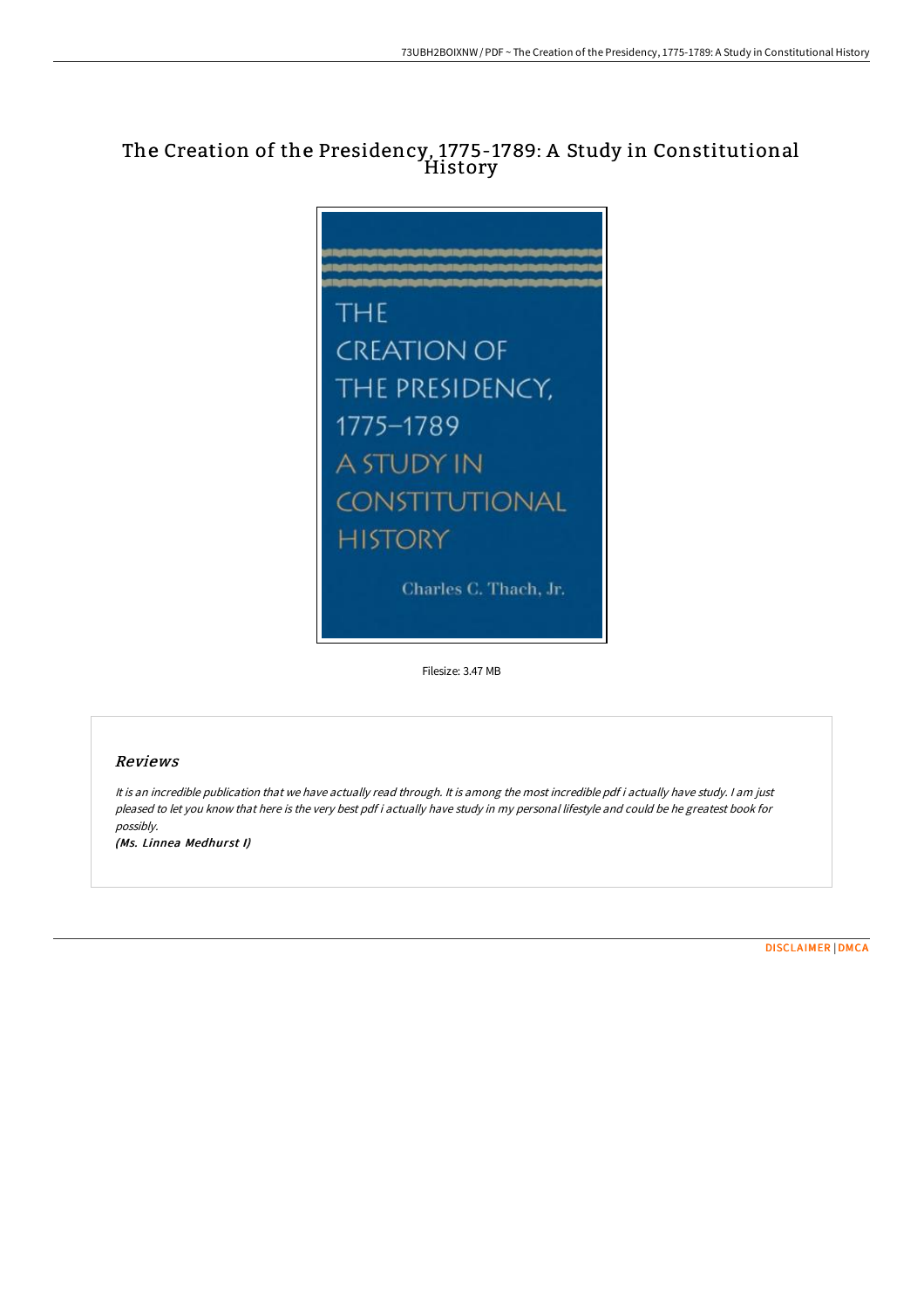# The Creation of the Presidency, 1775-1789: A Study in Constitutional History

THE CREATION OF THE PRESIDENCY, 1775–1789 A STUDY IN CONSTITUTIONAL HISTORY

Charles C. Thach, Jr.

Filesize: 3.47 MB

## Reviews

*It is an incredible publication that we have actually read through. It is among the most incredible pdf i actually have study. I am just pleased to let you know that here is the very best pdf i actually have study in my personal lifestyle and could be he greatest book for possibly.*

*(Ms. Linnea Medhurst I)*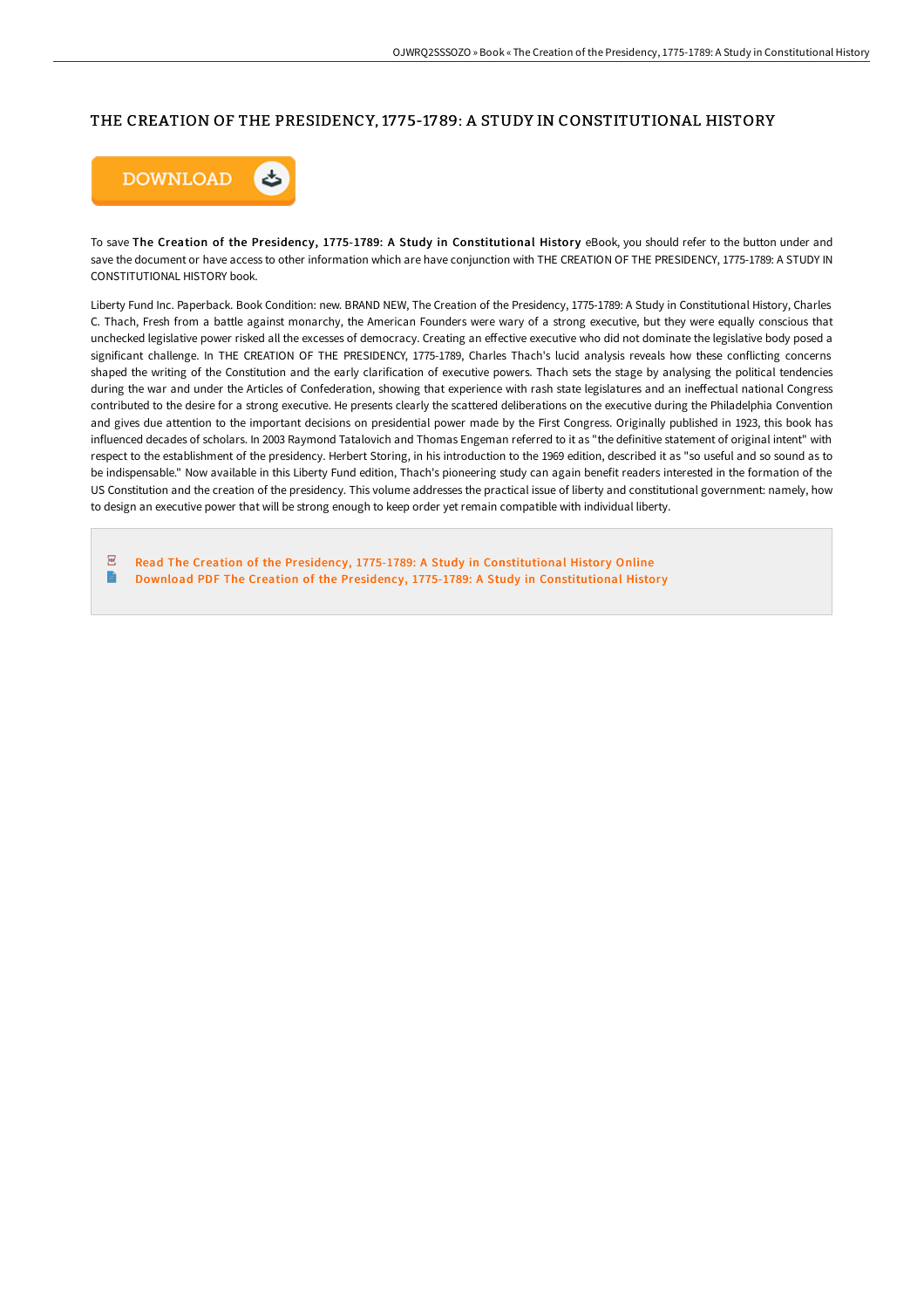# THE CREATION OF THE PRESIDENCY, 1775-1789: A STUDY IN CONSTITUTIONAL HISTORY

DOWNLOAD

To save **The Creation of the Presidency, 1775-1789: A Study in Constitutional History** eBook, you should refer to the button under and save the document or have access to other information which are have conjunction with THE CREATION OF THE PRESIDENCY, 1775-1789: A STUDY IN CONSTITUTIONAL HISTORY book.

Liberty Fund Inc. Paperback. Book Condition: new. BRAND NEW, The Creation of the Presidency, 1775-1789: A Study in Constitutional History, Charles C. Thach, Fresh from a battle against monarchy, the American Founders were wary of a strong executive, but they were equally conscious that unchecked legislative power risked all the excesses of democracy. Creating an effective executive who did not dominate the legislative body posed a significant challenge. In THE CREATION OF THE PRESIDENCY, 1775-1789, Charles Thach's lucid analysis reveals how these conflicting concerns shaped the writing of the Constitution and the early clarification of executive powers. Thach sets the stage by analysing the political tendencies during the war and under the Articles of Confederation, showing that experience with rash state legislatures and an ineffectual national Congress contributed to the desire for a strong executive. He presents clearly the scattered deliberations on the executive during the Philadelphia Convention and gives due attention to the important decisions on presidential power made by the First Congress. Originally published in 1923, this book has influenced decades of scholars. In 2003 Raymond Tatalovich and Thomas Engeman referred to it as "the definitive statement of original intent" with respect to the establishment of the presidency. Herbert Storing, in his introduction to the 1969 edition, described it as "so useful and so sound as to be indispensable." Now available in this Liberty Fund edition, Thach's pioneering study can again benefit readers interested in the formation of the US Constitution and the creation of the presidency. This volume addresses the practical issue of liberty and constitutional government: namely, how to design an executive power that will be strong enough to keep order yet remain compatible with individual liberty.

- Read The Creation of the Presidency, 1775-1789: A Study in Constitutional History Online
- Download PDF The Creation of the Presidency, 1775-1789: A Study in Constitutional History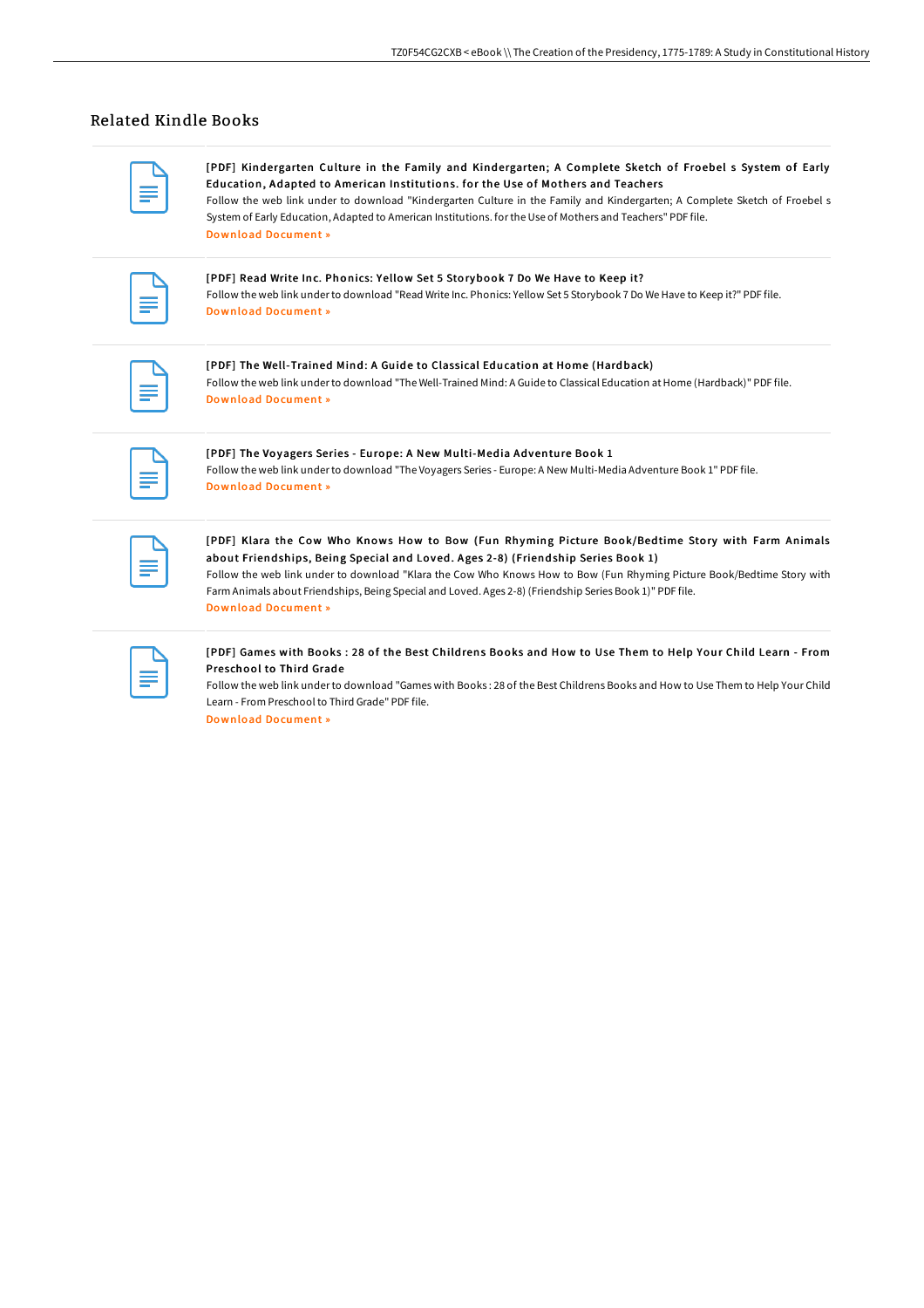## Related Kindle Books

[PDF] Kindergarten Culture in the Family and Kindergarten; A Complete Sketch of Froebel s System of Early Education, Adapted to American Institutions. for the Use of Mothers and Teachers

Follow the web link under to download "Kindergarten Culture in the Family and Kindergarten; A Complete Sketch of Froebel s System of Early Education, Adapted to American Institutions. for the Use of Mothers and Teachers" PDF file.

Download Document »

[PDF] Read Write Inc. Phonics: Yellow Set 5 Storybook 7 Do We Have to Keep it?

Follow the web link under to download "Read Write Inc. Phonics: Yellow Set 5 Storybook 7 Do We Have to Keep it?" PDF file.

Download Document »

[PDF] The Well-Trained Mind: A Guide to Classical Education at Home (Hardback)

Follow the web link under to download "The Well-Trained Mind: A Guide to Classical Education at Home (Hardback)" PDF file.

Download Document »

[PDF] The Voyagers Series - Europe: A New Multi-Media Adventure Book 1

Follow the web link under to download "The Voyagers Series - Europe: A New Multi-Media Adventure Book 1" PDF file.

Download Document »

[PDF] Klara the Cow Who Knows How to Bow (Fun Rhyming Picture Book/Bedtime Story with Farm Animals about Friendships, Being Special and Loved. Ages 2-8) (Friendship Series Book 1)

Follow the web link under to download "Klara the Cow Who Knows How to Bow (Fun Rhyming Picture Book/Bedtime Story with Farm Animals about Friendships, Being Special and Loved. Ages 2-8) (Friendship Series Book 1)" PDF file.

Download Document »

[PDF] Games with Books : 28 of the Best Childrens Books and How to Use Them to Help Your Child Learn - From Preschool to Third Grade

Follow the web link under to download "Games with Books : 28 of the Best Childrens Books and How to Use Them to Help Your Child Learn - From Preschool to Third Grade" PDF file.

Download Document »